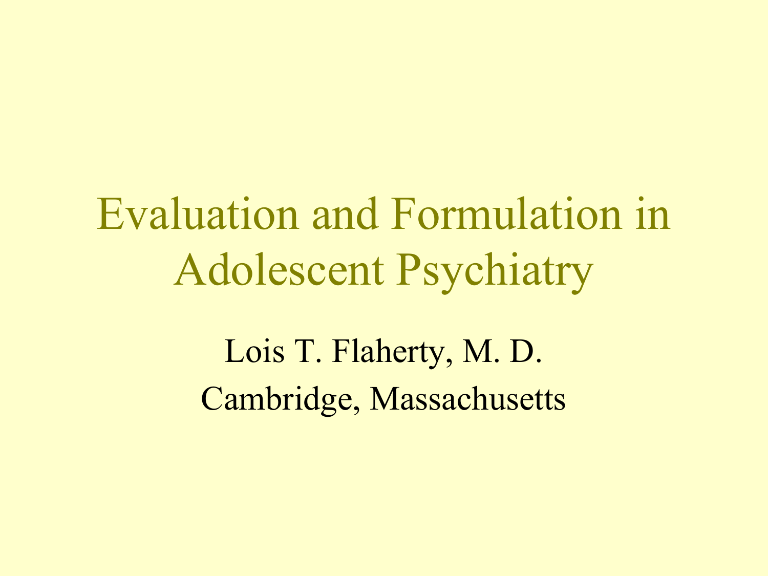# Evaluation and Formulation in Adolescent Psychiatry

Lois T. Flaherty, M. D.

Cambridge, Massachusetts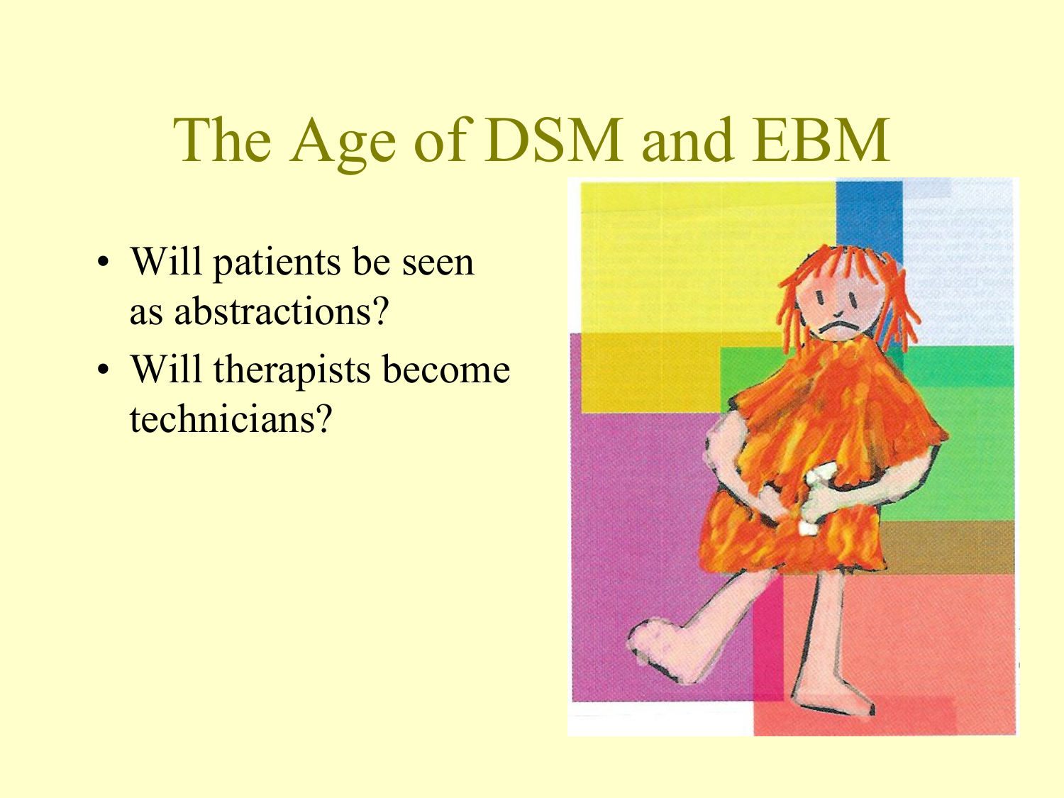# The Age of DSM and EBM

- Will patients be seen as abstractions?
- Will therapists become technicians?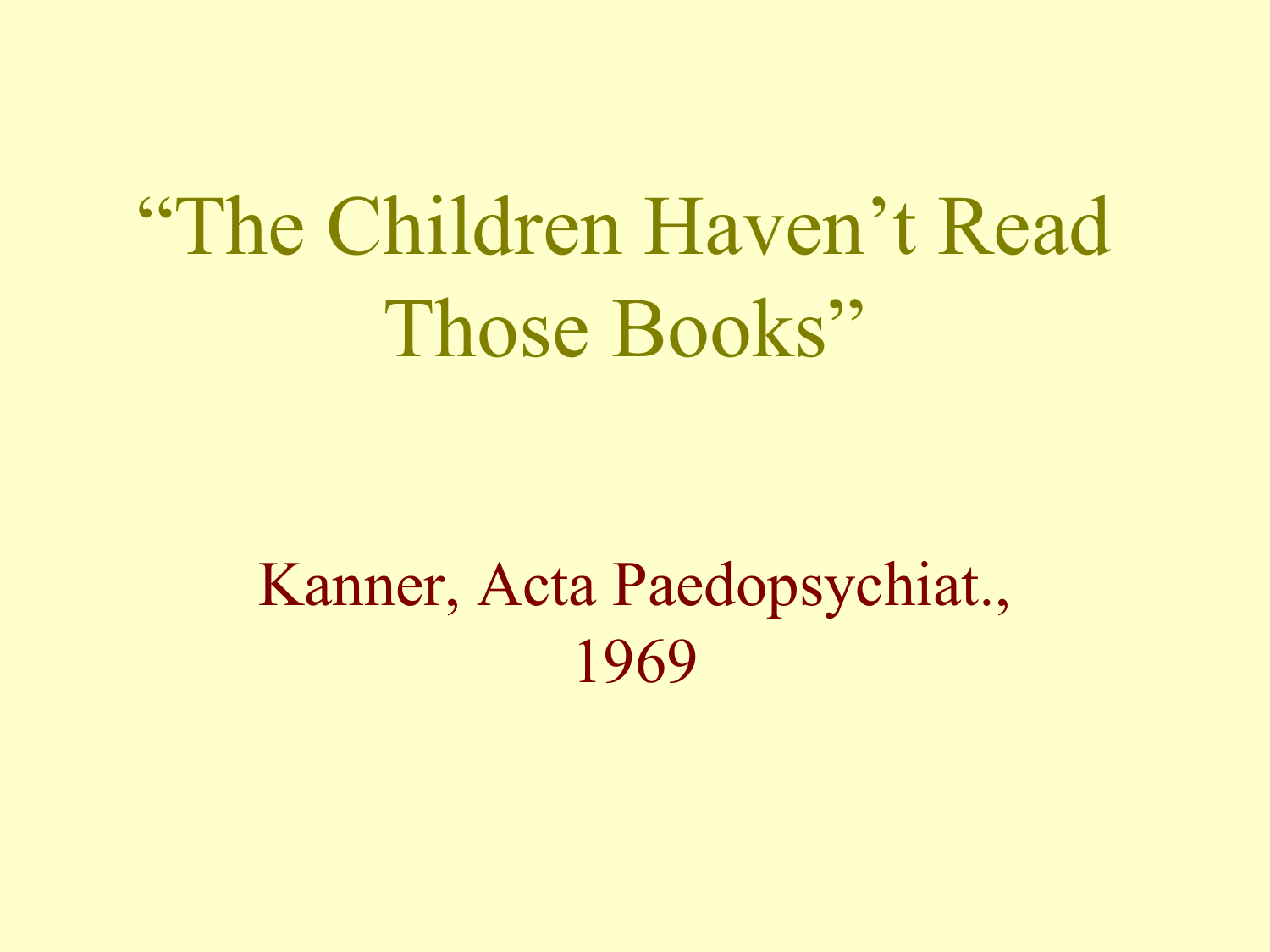# "The Children Haven't Read Those Books"

Kanner, Acta Paedopsychiat., 1969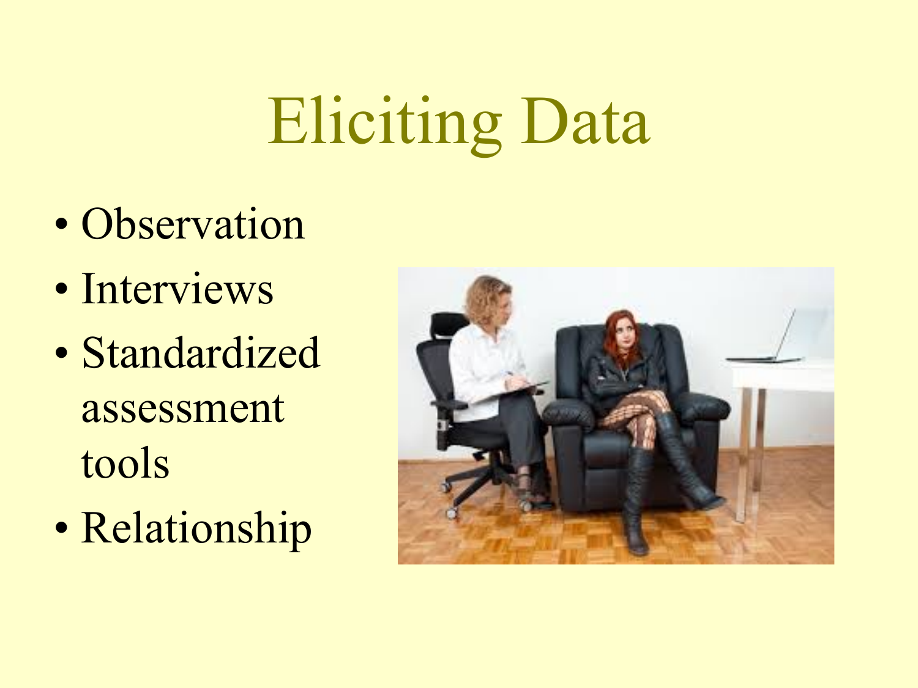# Eliciting Data

- Observation
- Interviews
- Standardized assessment tools
- Relationship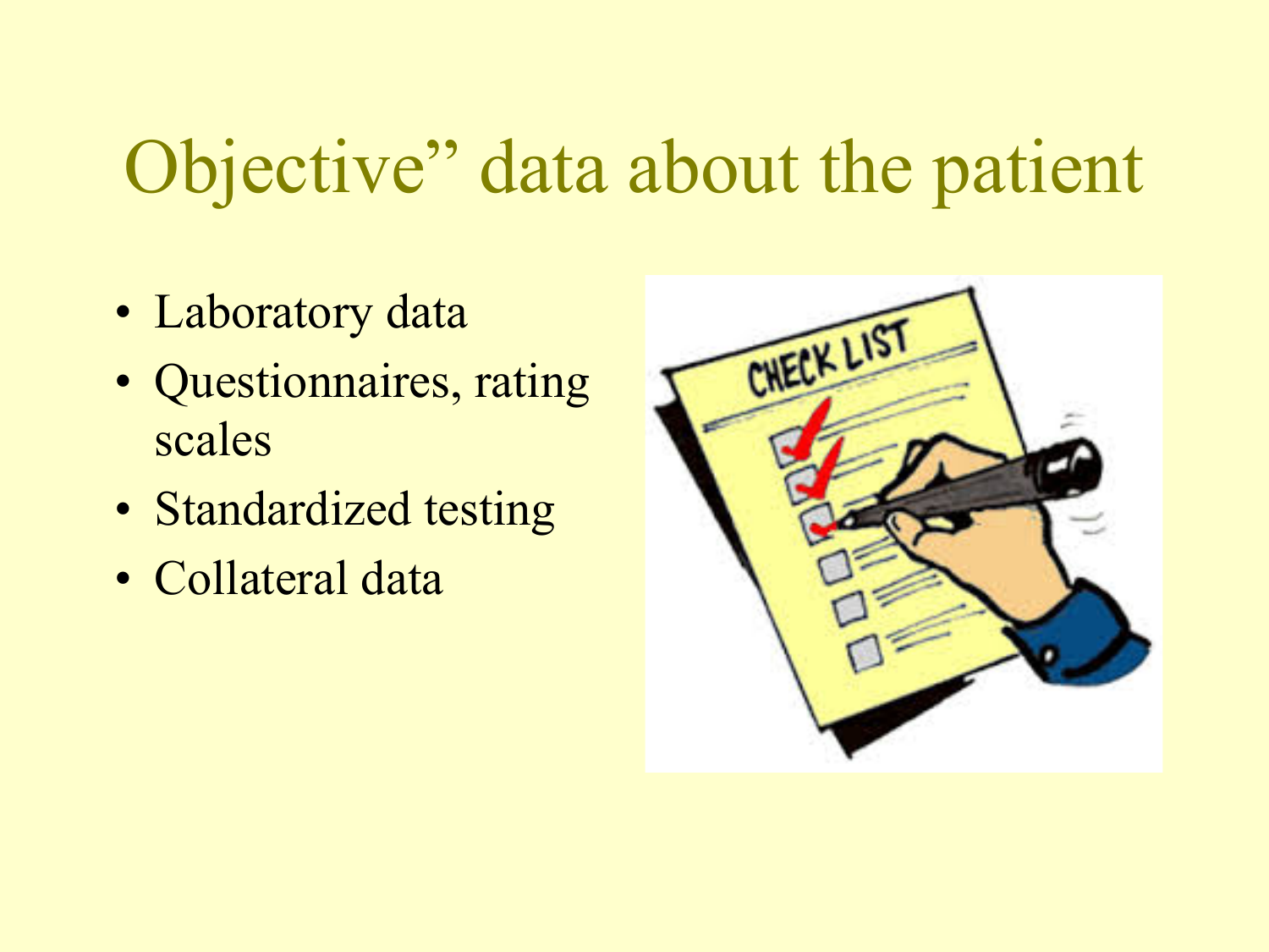# Objective” data about the patient

- Laboratory data
- Questionnaires, rating scales
- Standardized testing
- Collateral data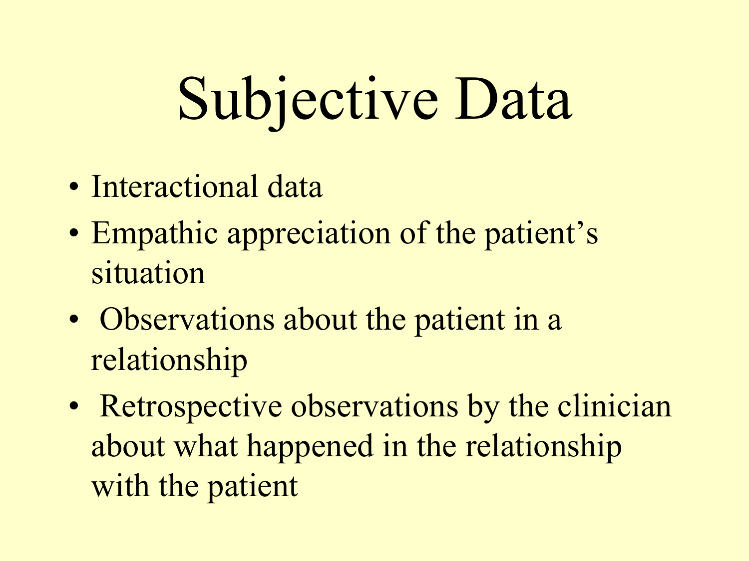# Subjective Data

- Interactional data
- Empathic appreciation of the patient's situation
- Observations about the patient in a relationship
- Retrospective observations by the clinician about what happened in the relationship with the patient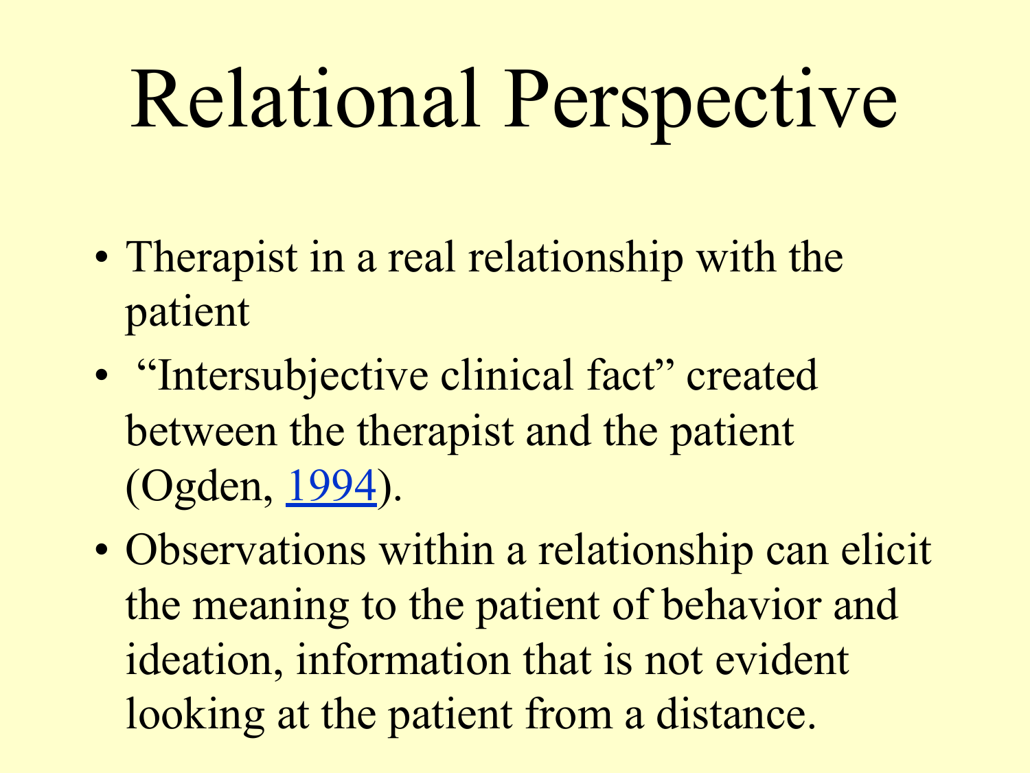# Relational Perspective

- Therapist in a real relationship with the patient
- "Intersubjective clinical fact" created between the therapist and the patient (Ogden, 1994).
- Observations within a relationship can elicit the meaning to the patient of behavior and ideation, information that is not evident looking at the patient from a distance.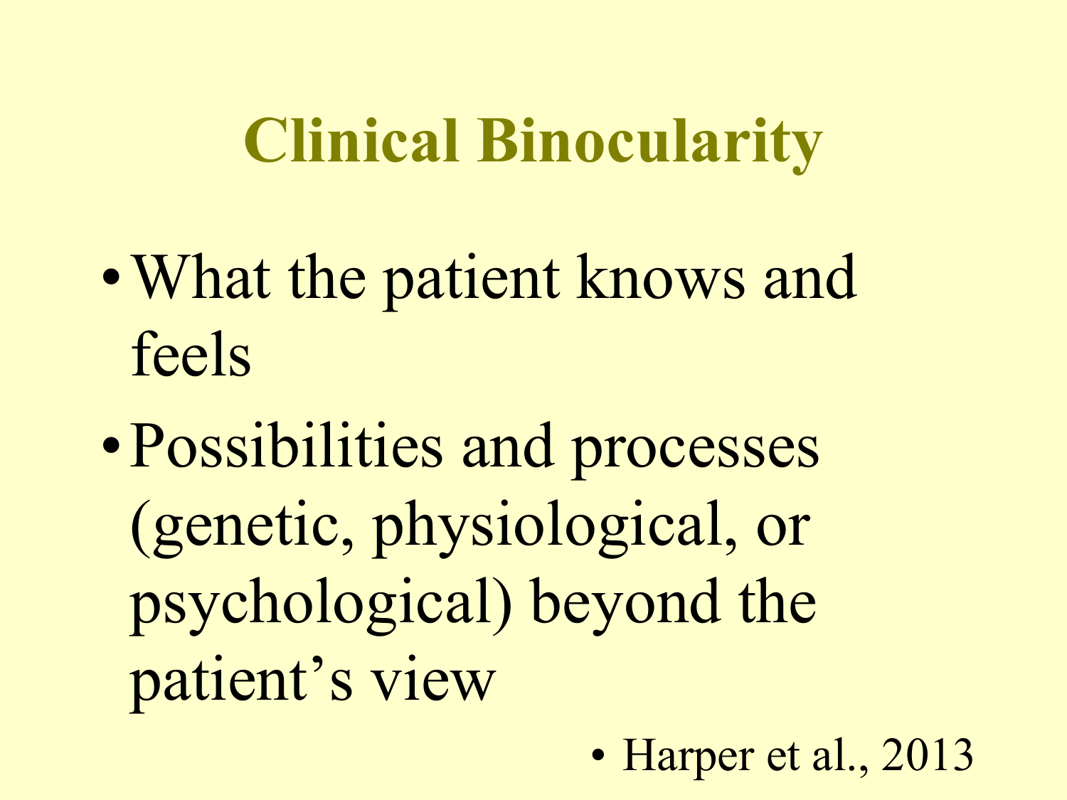# Clinical Binocularity

- What the patient knows and feels
- Possibilities and processes (genetic, physiological, or psychological) beyond the patient's view

- Harper et al., 2013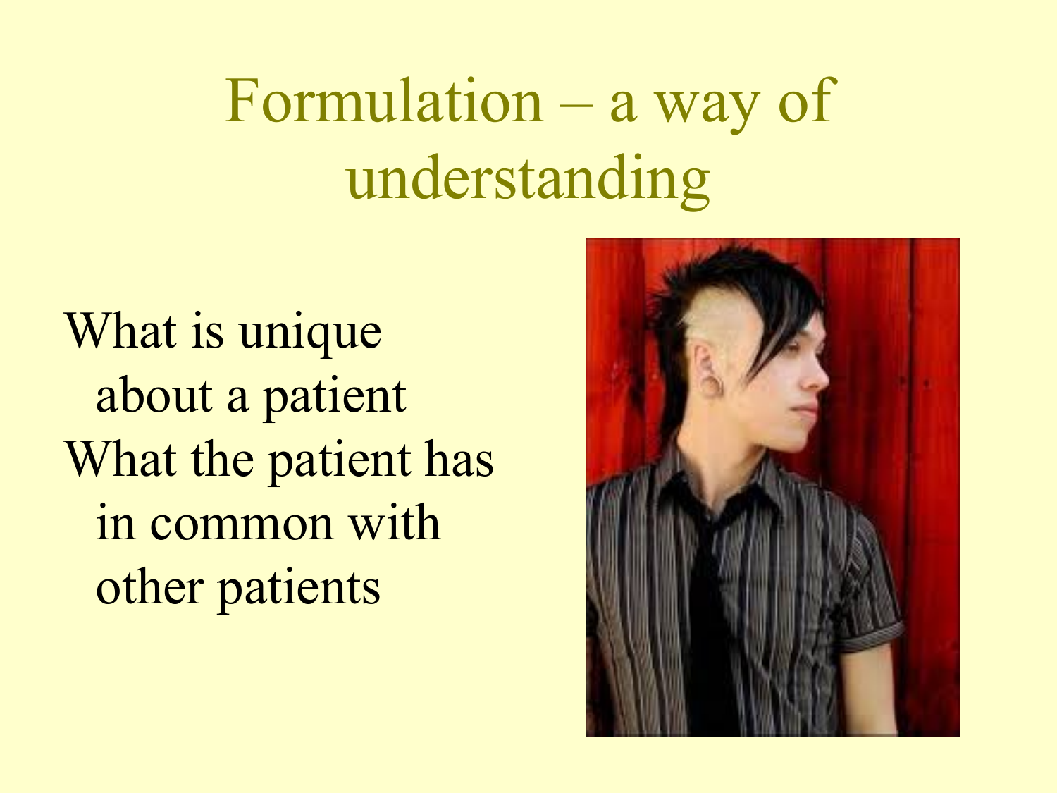# Formulation – a way of understanding

What is unique about a patient

What the patient has in common with other patients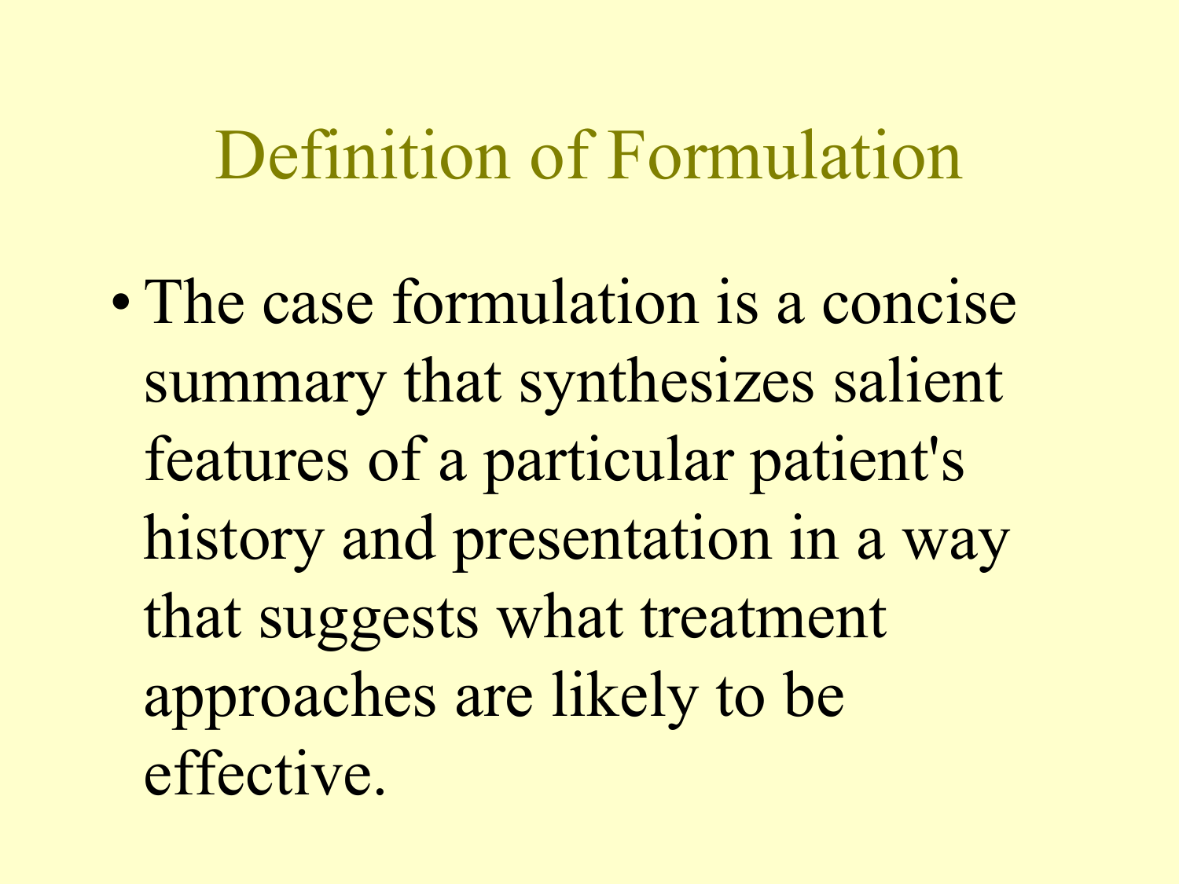# Definition of Formulation

- The case formulation is a concise summary that synthesizes salient features of a particular patient's history and presentation in a way that suggests what treatment approaches are likely to be effective.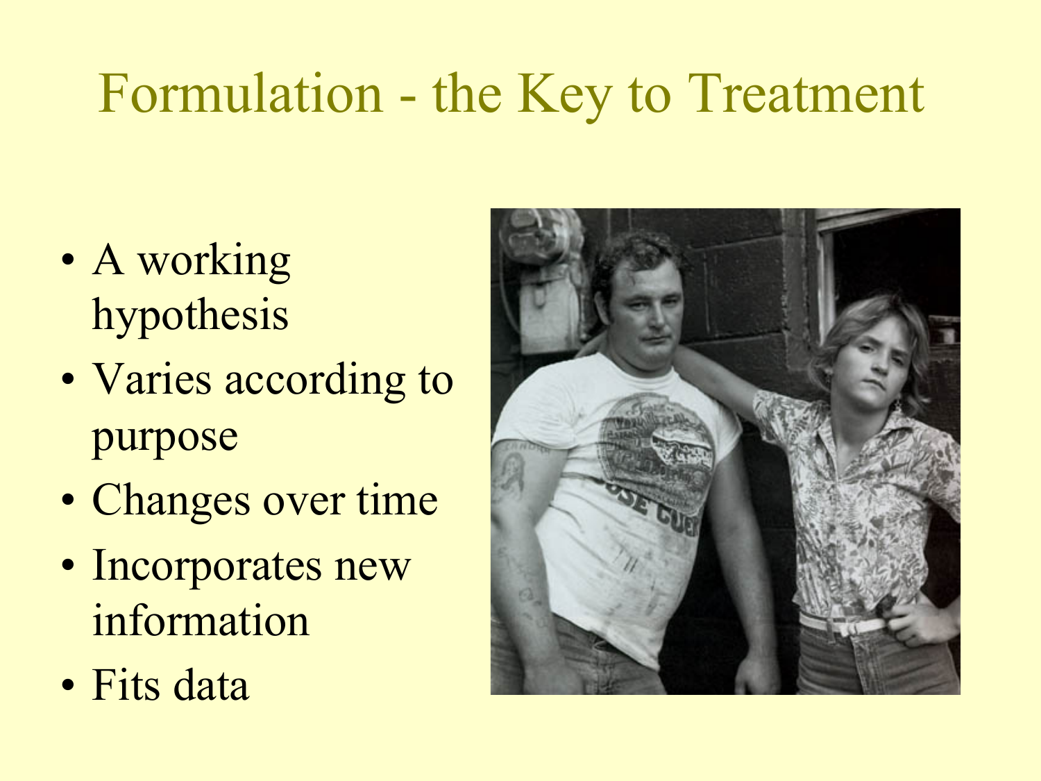# Formulation - the Key to Treatment

- A working hypothesis
- Varies according to purpose
- Changes over time
- Incorporates new information
- Fits data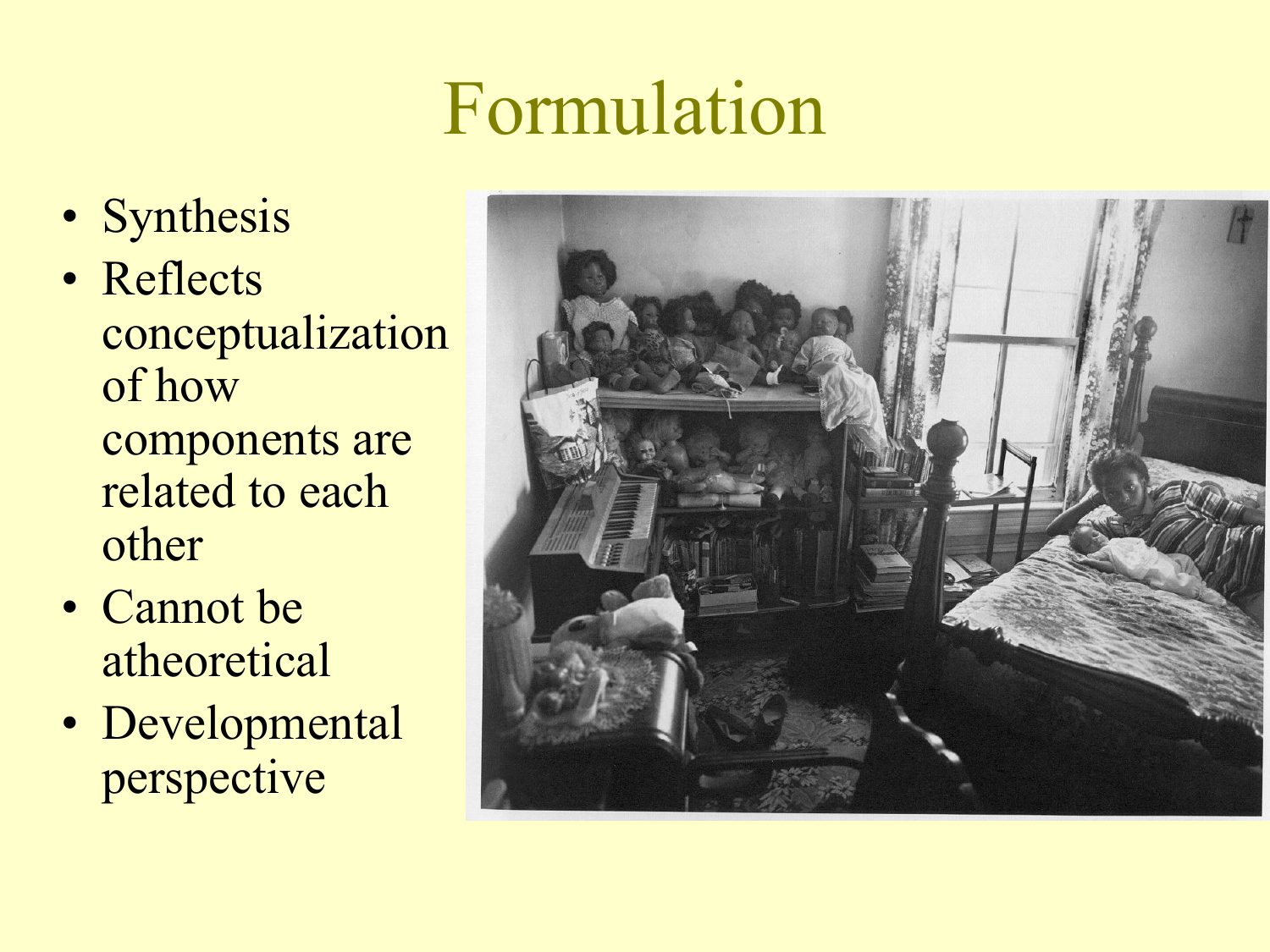# Formulation

- Synthesis
- Reflects conceptualization of how components are related to each other
- Cannot be atheoretical
- Developmental perspective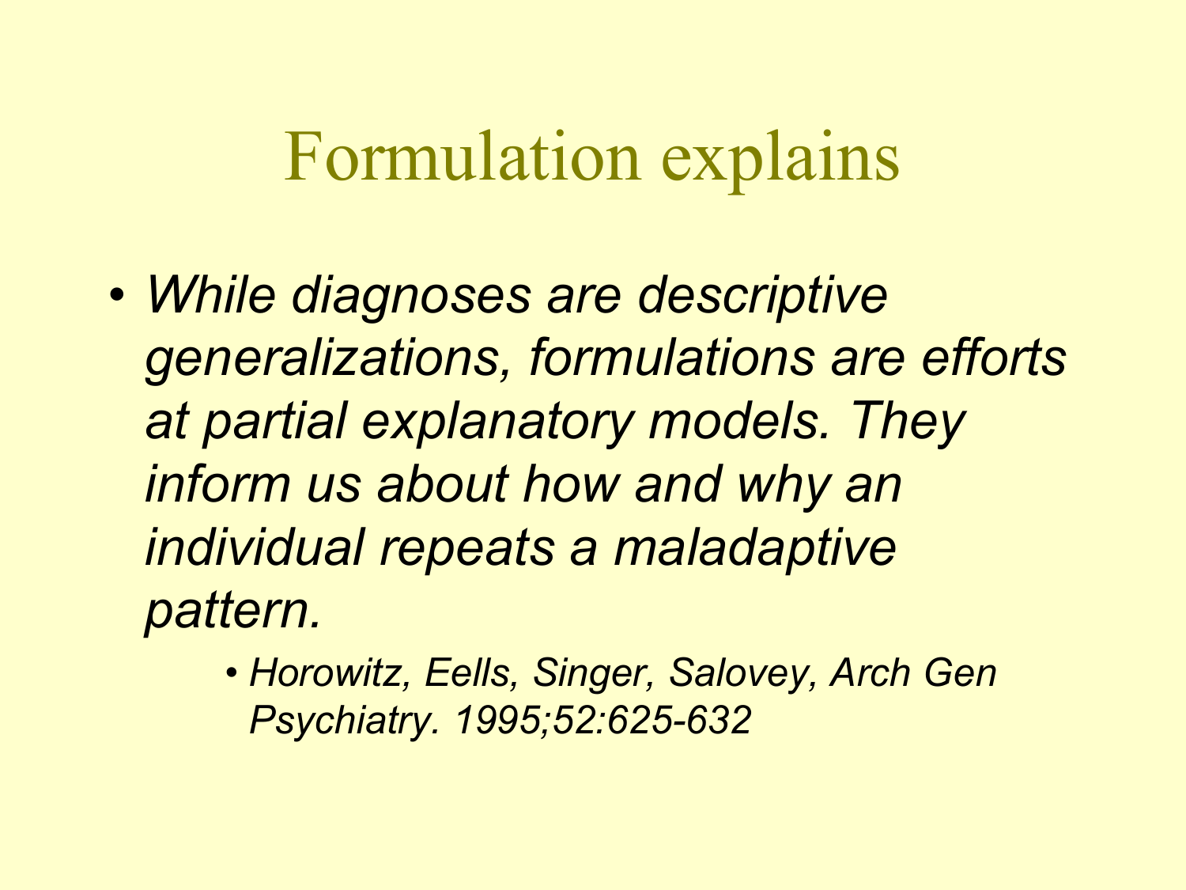# Formulation explains

- *While diagnoses are descriptive generalizations, formulations are efforts at partial explanatory models. They inform us about how and why an individual repeats a maladaptive pattern.*
    - *Horowitz, Eells, Singer, Salovey, Arch Gen Psychiatry. 1995;52:625-632*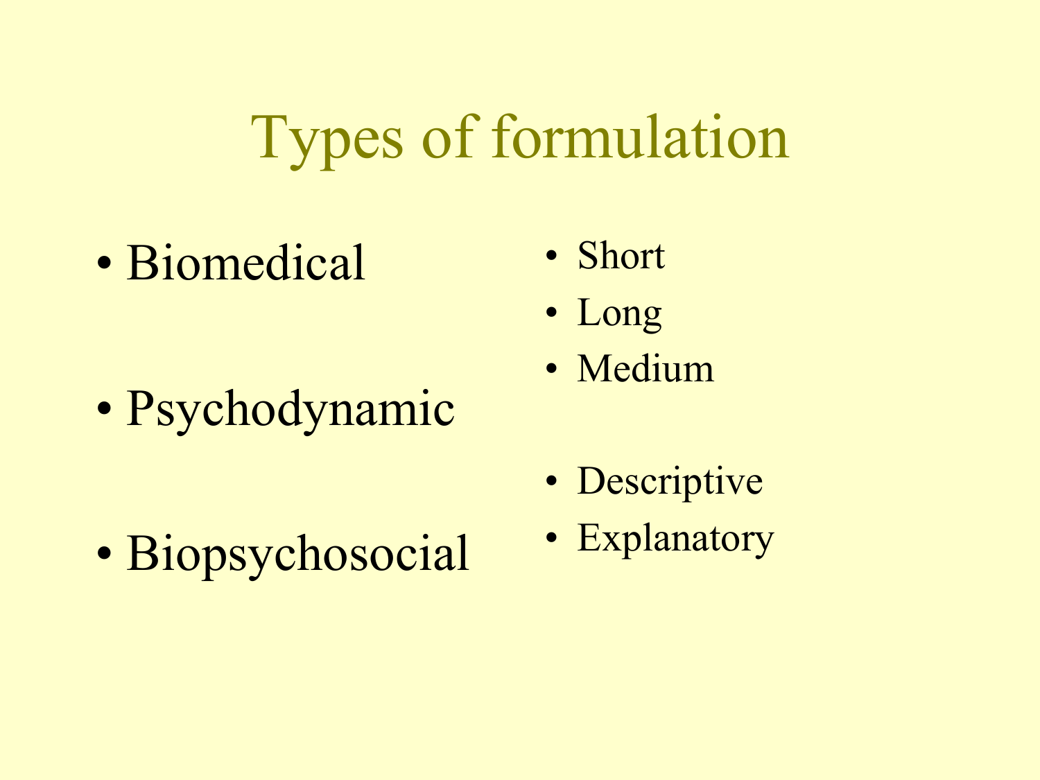# Types of formulation

- Biomedical
- Psychodynamic
- Biopsychosocial

- Short
- Long
- Medium

- Descriptive
- Explanatory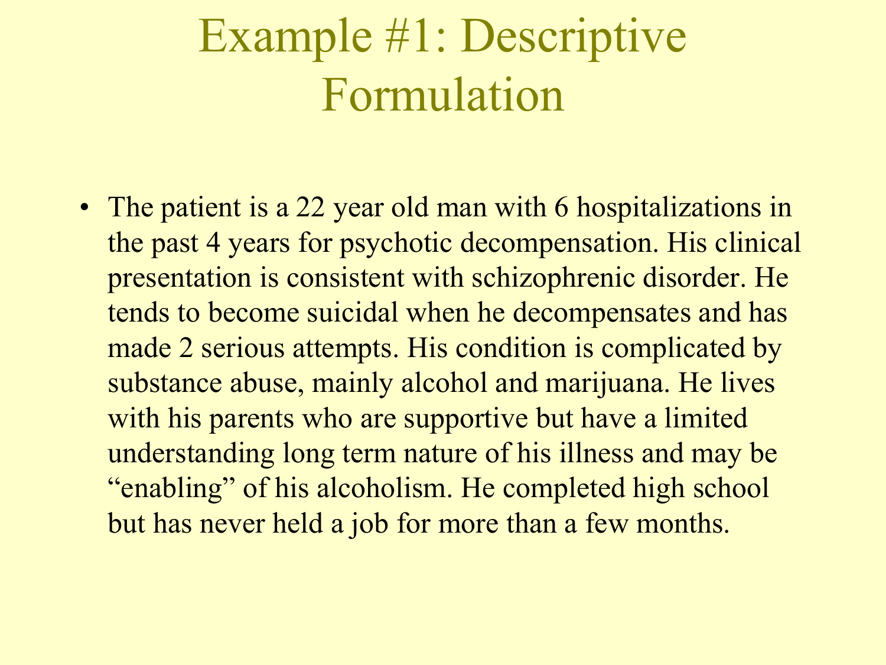# Example #1: Descriptive Formulation

- The patient is a 22 year old man with 6 hospitalizations in the past 4 years for psychotic decompensation. His clinical presentation is consistent with schizophrenic disorder. He tends to become suicidal when he decompensates and has made 2 serious attempts. His condition is complicated by substance abuse, mainly alcohol and marijuana. He lives with his parents who are supportive but have a limited understanding long term nature of his illness and may be "enabling" of his alcoholism. He completed high school but has never held a job for more than a few months.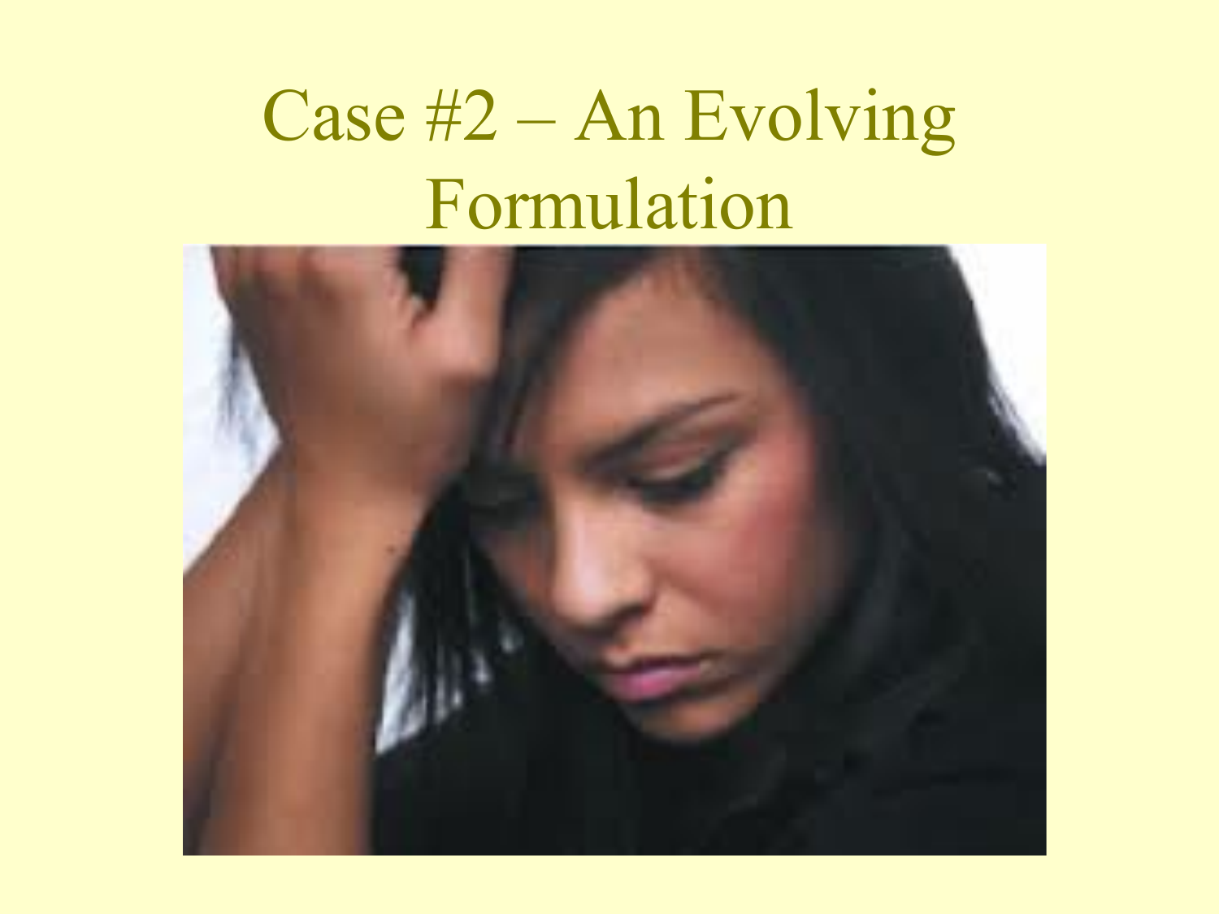# Case #2 – An Evolving Formulation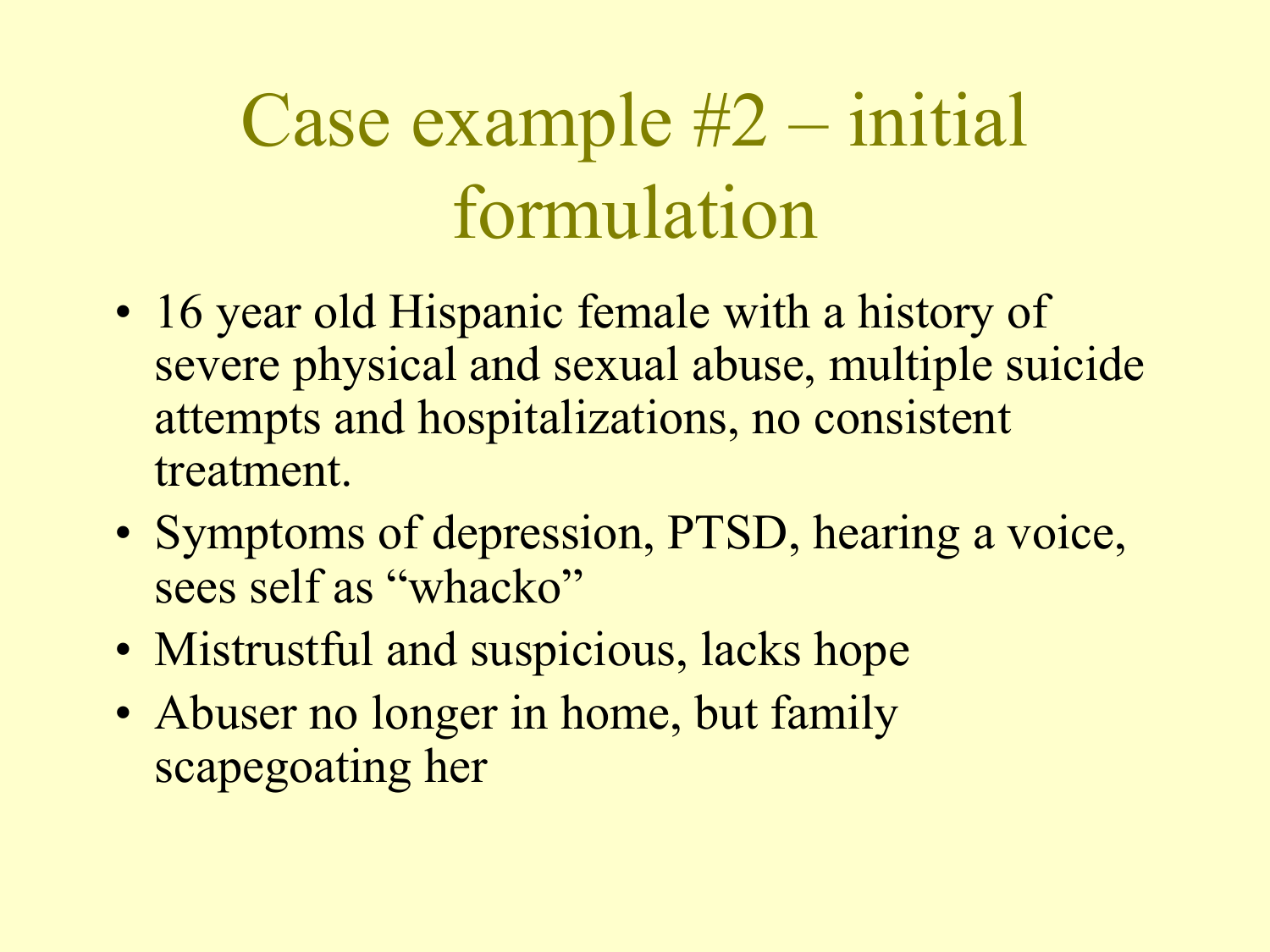# Case example #2 – initial formulation

- 16 year old Hispanic female with a history of severe physical and sexual abuse, multiple suicide attempts and hospitalizations, no consistent treatment.
- Symptoms of depression, PTSD, hearing a voice, sees self as “whacko”
- Mistrustful and suspicious, lacks hope
- Abuser no longer in home, but family scapegoating her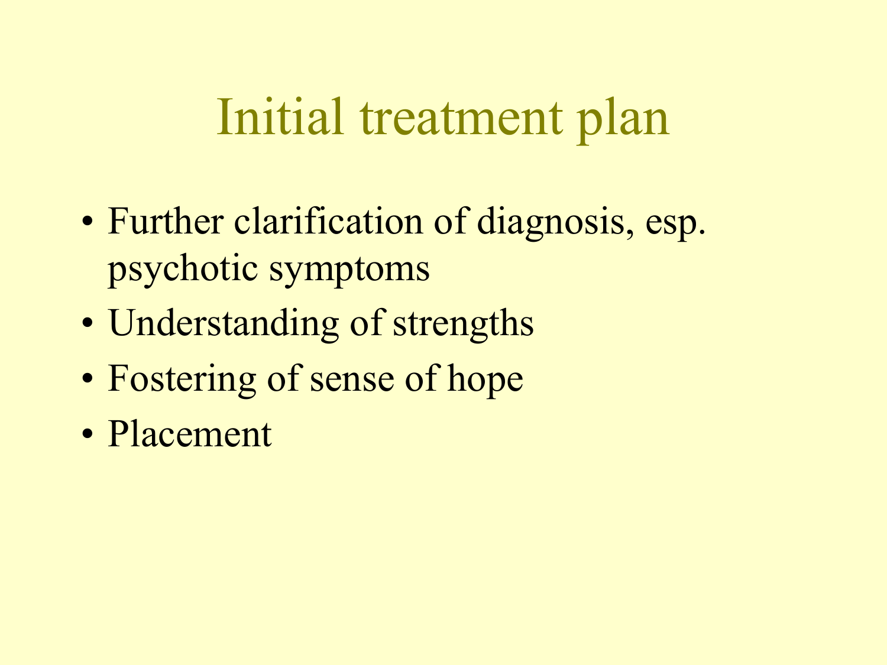# Initial treatment plan

- Further clarification of diagnosis, esp. psychotic symptoms
- Understanding of strengths
- Fostering of sense of hope
- Placement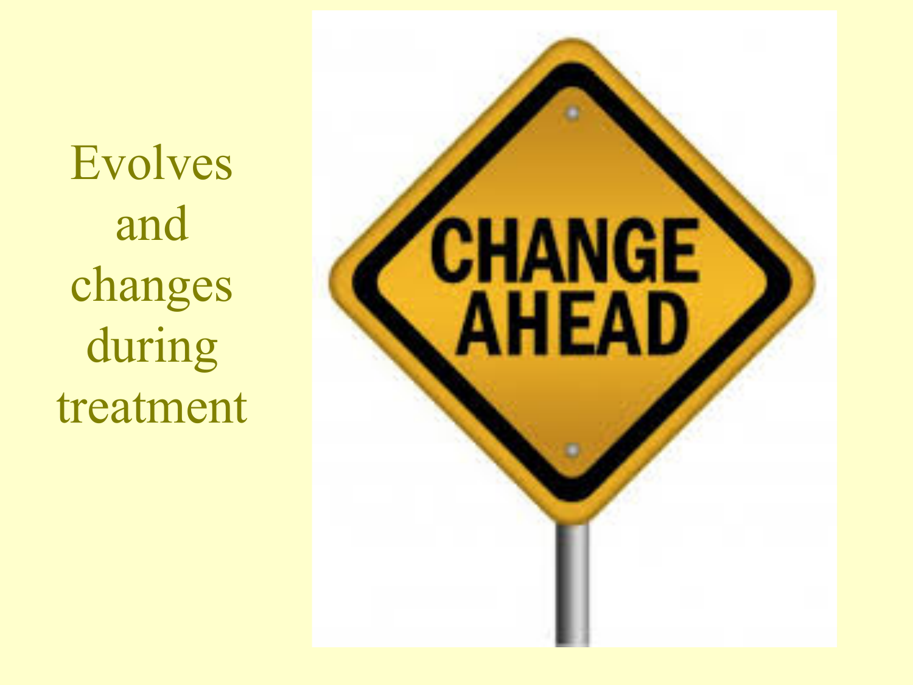Evolves and changes during treatment

CHANGE AHEAD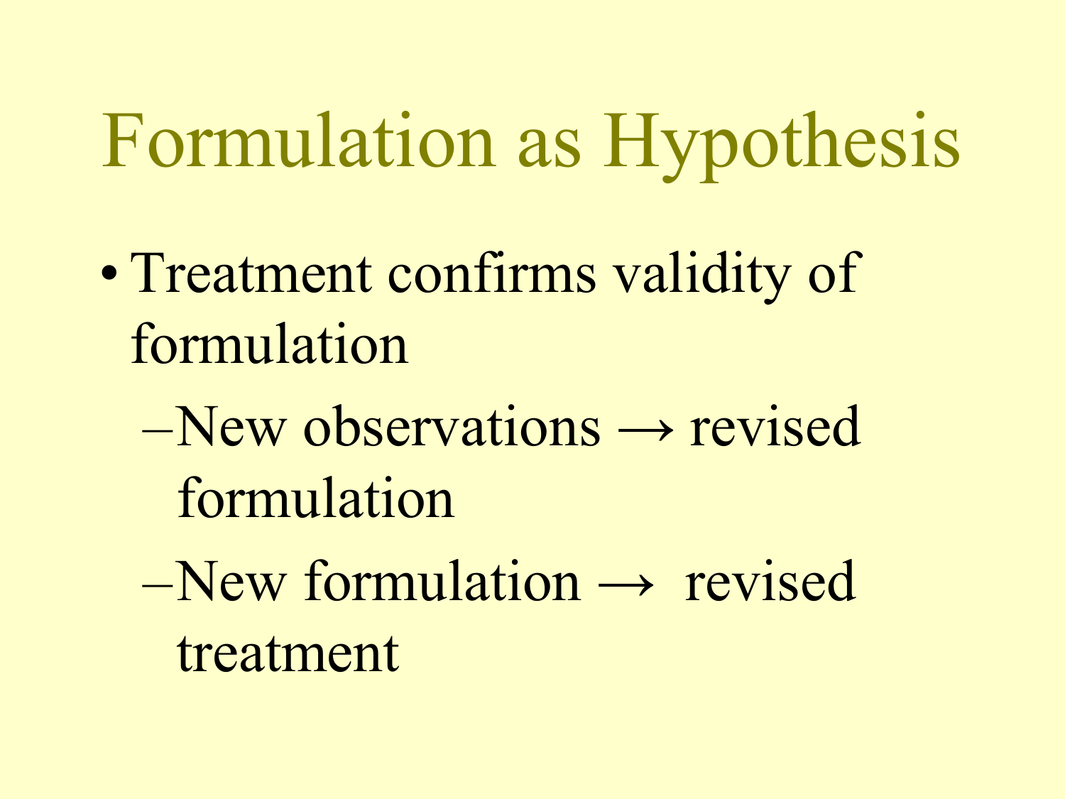# Formulation as Hypothesis

- Treatment confirms validity of formulation
  - New observations → revised formulation
  - New formulation → revised treatment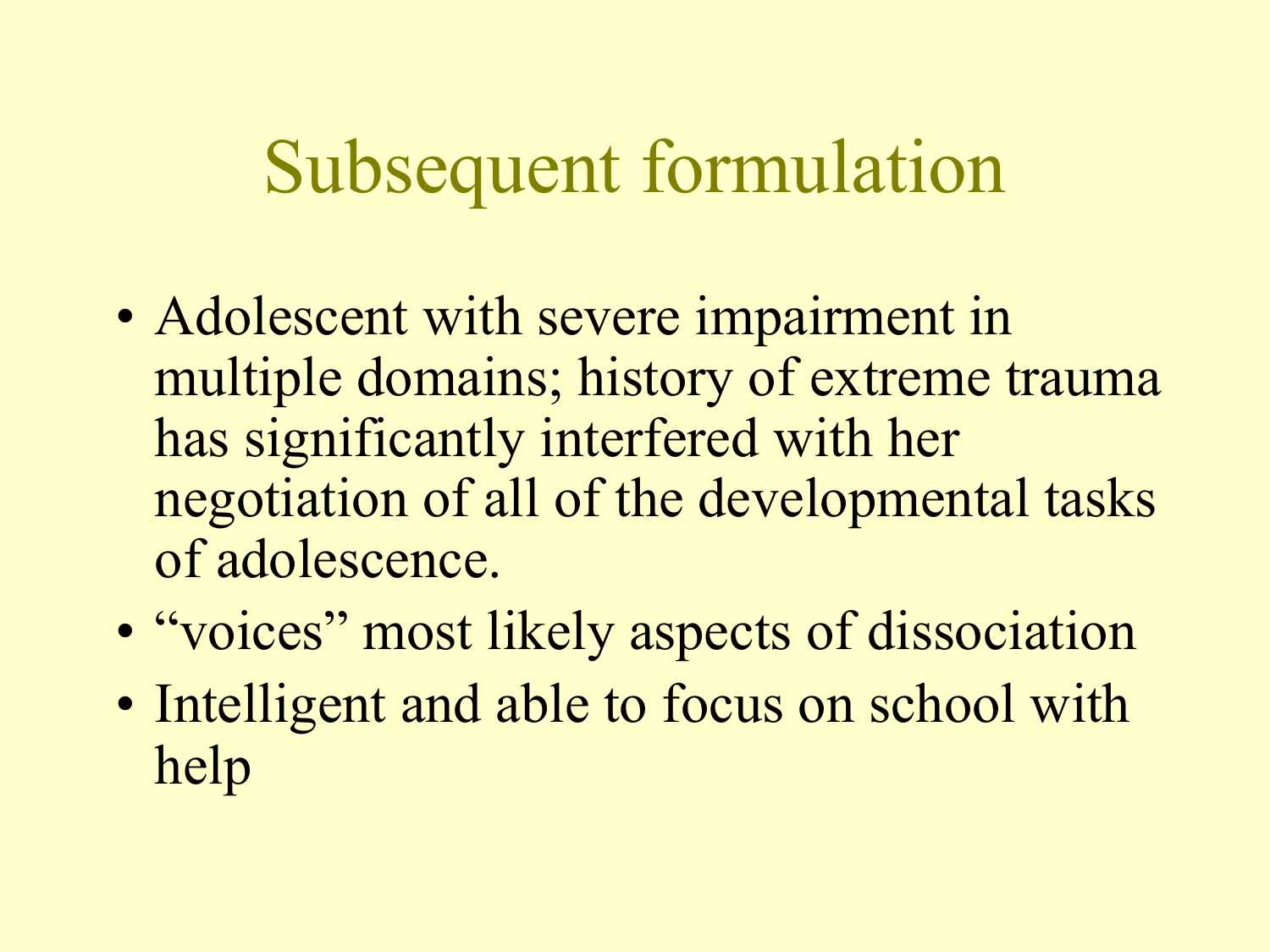# Subsequent formulation

- Adolescent with severe impairment in multiple domains; history of extreme trauma has significantly interfered with her negotiation of all of the developmental tasks of adolescence.
- “voices” most likely aspects of dissociation
- Intelligent and able to focus on school with help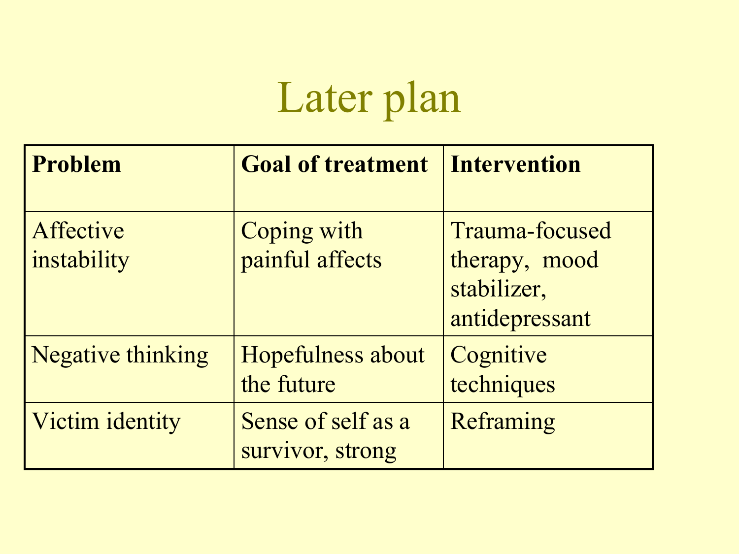# Later plan

| Problem | Goal of treatment | Intervention |
|---|---|---|
| Affective instability | Coping with painful affects | Trauma-focused therapy, mood stabilizer, antidepressant |
| Negative thinking | Hopefulness about the future | Cognitive techniques |
| Victim identity | Sense of self as a survivor, strong | Reframing |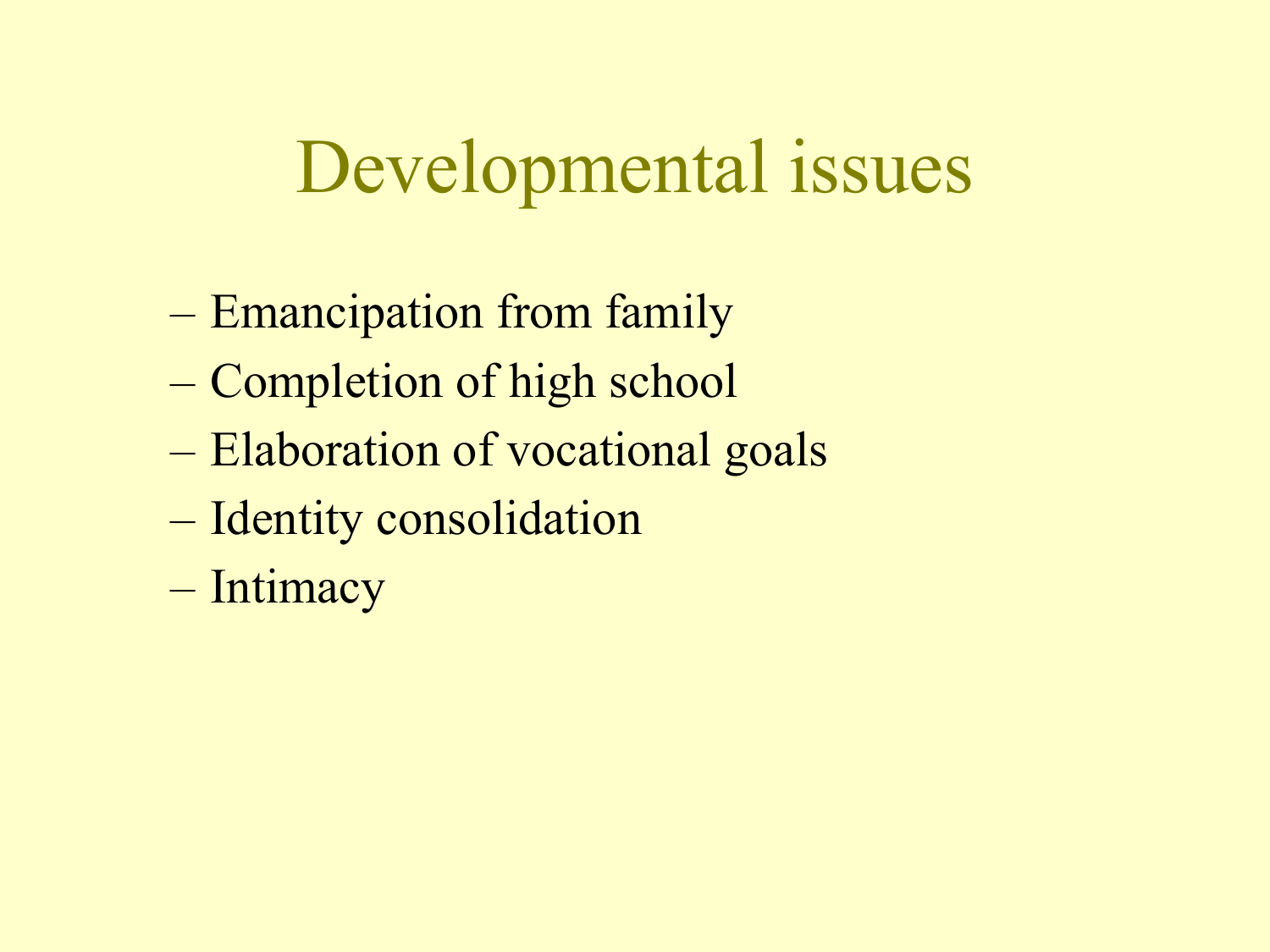# Developmental issues

- Emancipation from family
- Completion of high school
- Elaboration of vocational goals
- Identity consolidation
- Intimacy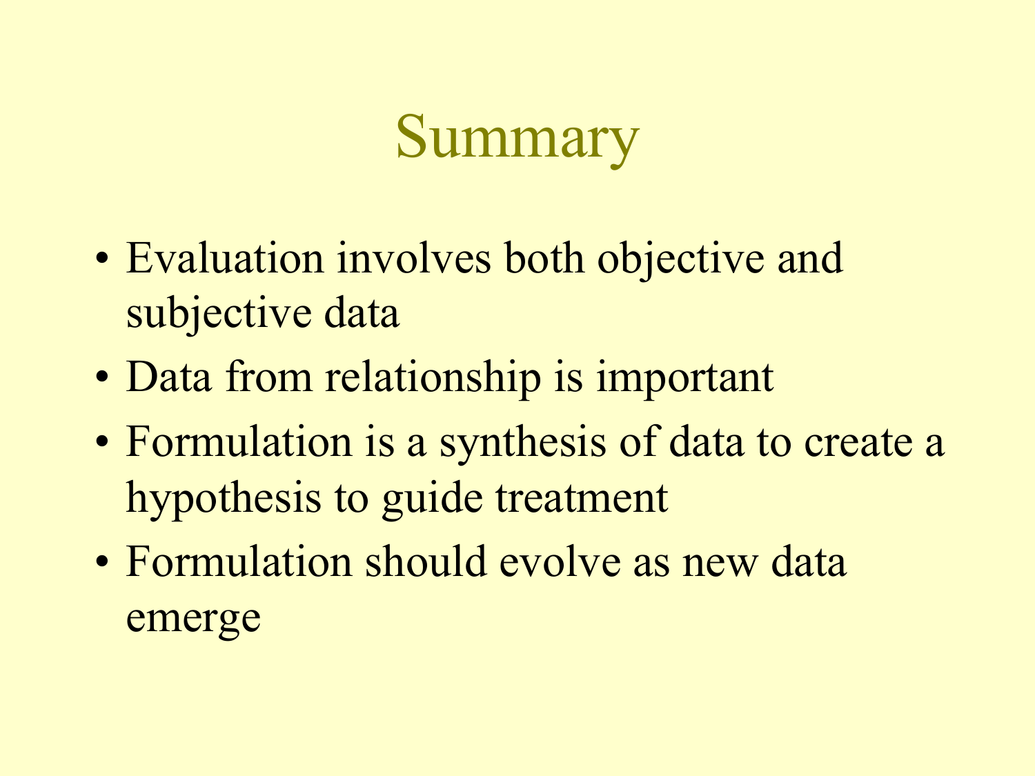# Summary

- Evaluation involves both objective and subjective data
- Data from relationship is important
- Formulation is a synthesis of data to create a hypothesis to guide treatment
- Formulation should evolve as new data emerge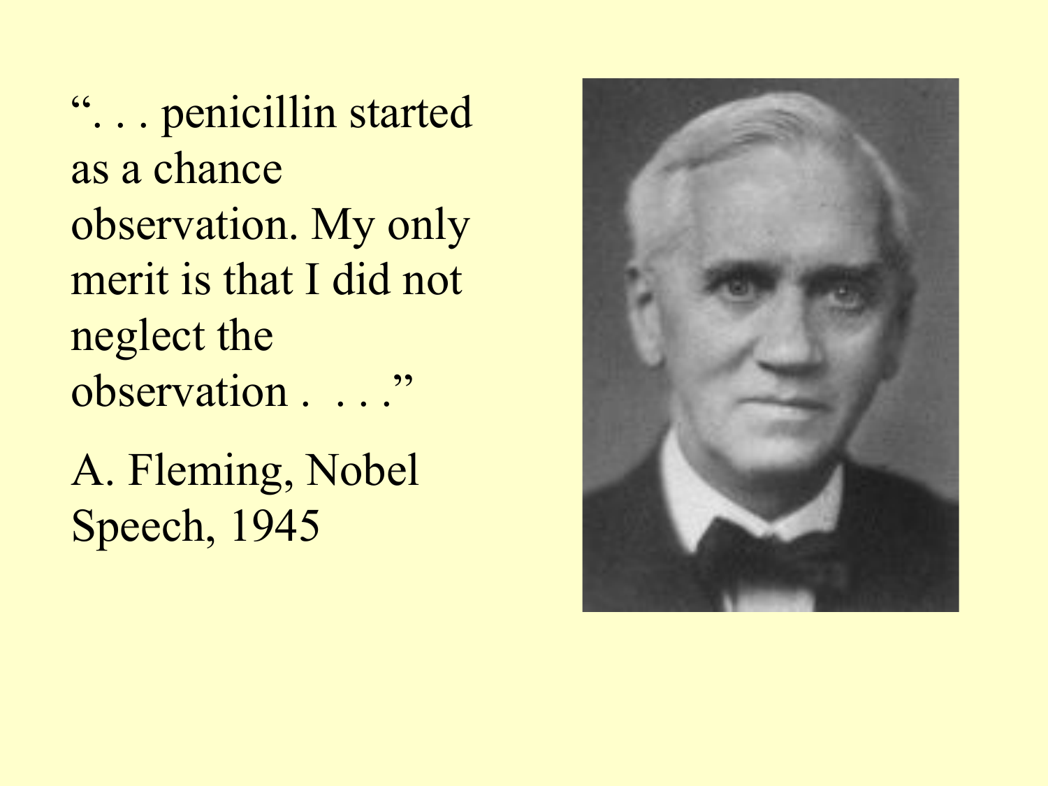“. . . penicillin started as a chance observation. My only merit is that I did not neglect the observation . . . .”

A. Fleming, Nobel Speech, 1945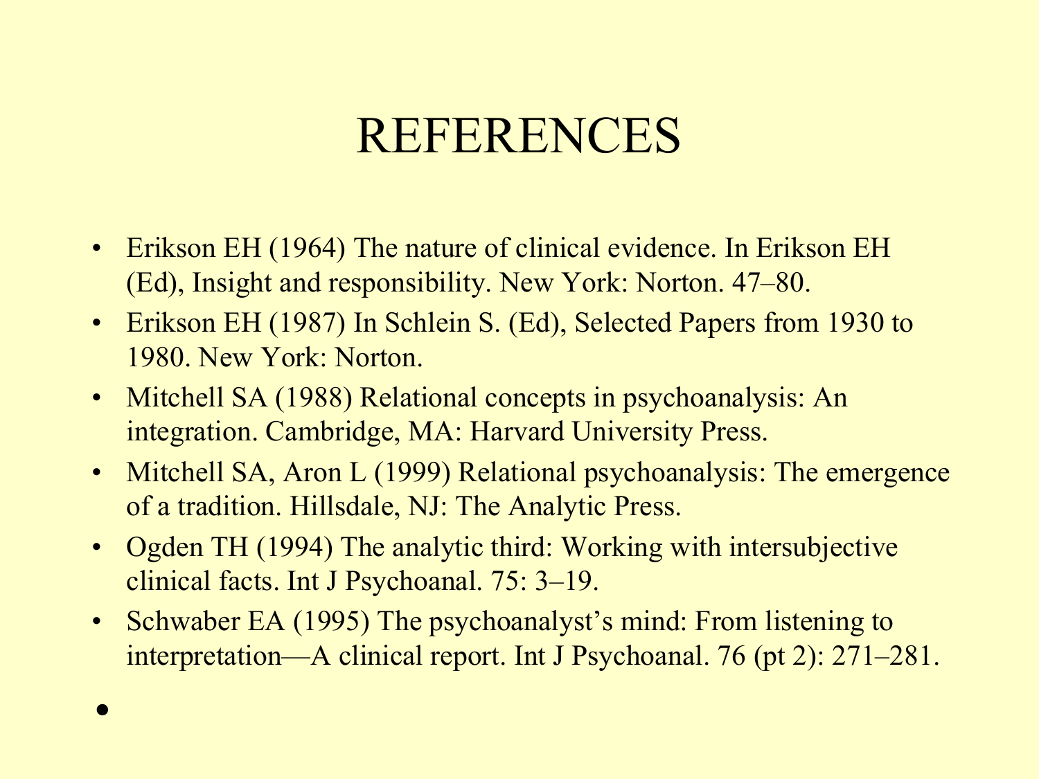# REFERENCES

- Erikson EH (1964) The nature of clinical evidence. In Erikson EH (Ed), Insight and responsibility. New York: Norton. 47–80.
- Erikson EH (1987) In Schlein S. (Ed), Selected Papers from 1930 to 1980. New York: Norton.
- Mitchell SA (1988) Relational concepts in psychoanalysis: An integration. Cambridge, MA: Harvard University Press.
- Mitchell SA, Aron L (1999) Relational psychoanalysis: The emergence of a tradition. Hillsdale, NJ: The Analytic Press.
- Ogden TH (1994) The analytic third: Working with intersubjective clinical facts. Int J Psychoanal. 75: 3–19.
- Schwaber EA (1995) The psychoanalyst's mind: From listening to interpretation—A clinical report. Int J Psychoanal. 76 (pt 2): 271–281.